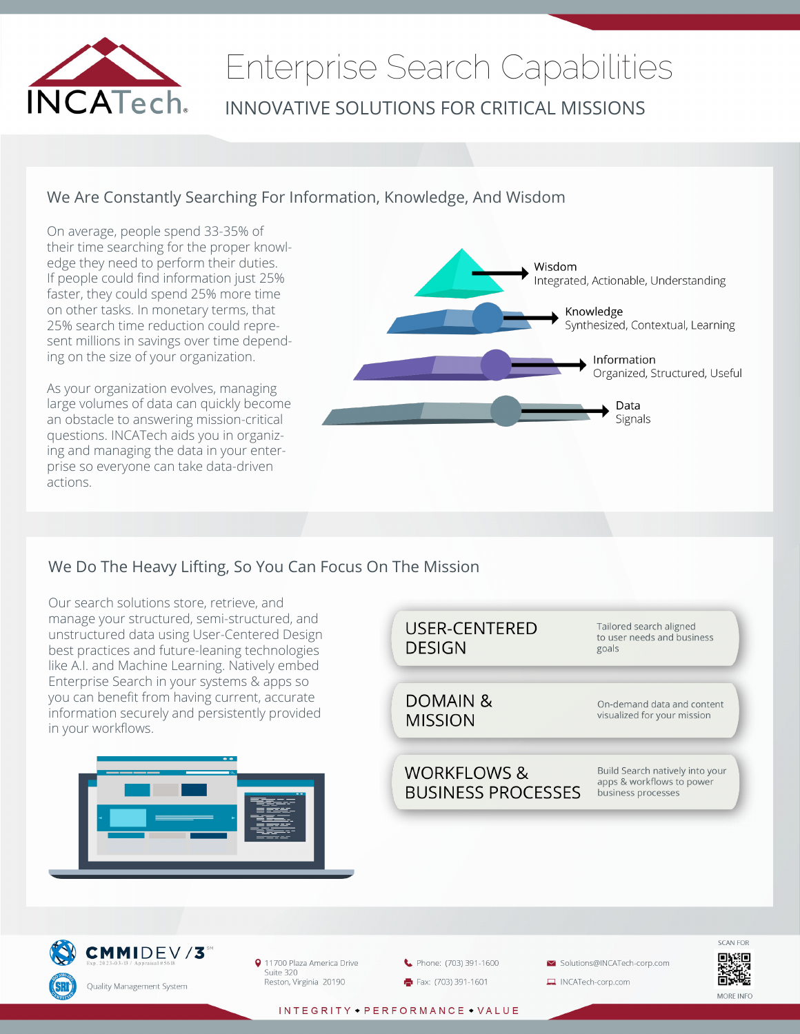# Enterprise Search Capabilities

## INNOVATIVE SOLUTIONS FOR CRITICAL MISSIONS

### We Are Constantly Searching For Information, Knowledge, And Wisdom

On average, people spend 33-35% of their time searching for the proper knowledge they need to perform their duties. If people could find information just 25% faster, they could spend 25% more time on other tasks. In monetary terms, that 25% search time reduction could represent millions in savings over time depending on the size of your organization.

As your organization evolves, managing large volumes of data can quickly become an obstacle to answering mission-critical questions. INCATech aids you in organizing and managing the data in your enterprise so everyone can take data-driven actions.

- **Wisdom** – Integrated, Actionable, Understanding
- **Knowledge** – Synthesized, Contextual, Learning
- **Information** – Organized, Structured, Useful
- **Data** – Signals

### We Do The Heavy Lifting, So You Can Focus On The Mission

Our search solutions store, retrieve, and manage your structured, semi-structured, and unstructured data using User-Centered Design best practices and future-leaning technologies like A.I. and Machine Learning. Natively embed Enterprise Search in your systems & apps so you can benefit from having current, accurate information securely and persistently provided in your workflows.

- **USER-CENTERED DESIGN** – Tailored search aligned to user needs and business goals
- **DOMAIN & MISSION** – On-demand data and content visualized for your mission
- **WORKFLOWS & BUSINESS PROCESSES** – Build Search natively into your apps & workflows to power business processes

CMMI DEV /3

Quality Management System

11700 Plaza America Drive
Suite 320
Reston, Virginia 20190

Phone: (703) 391-1600
Fax: (703) 391-1601

Solutions@INCATech-corp.com
INCATech-corp.com

SCAN FOR MORE INFO

INTEGRITY • PERFORMANCE • VALUE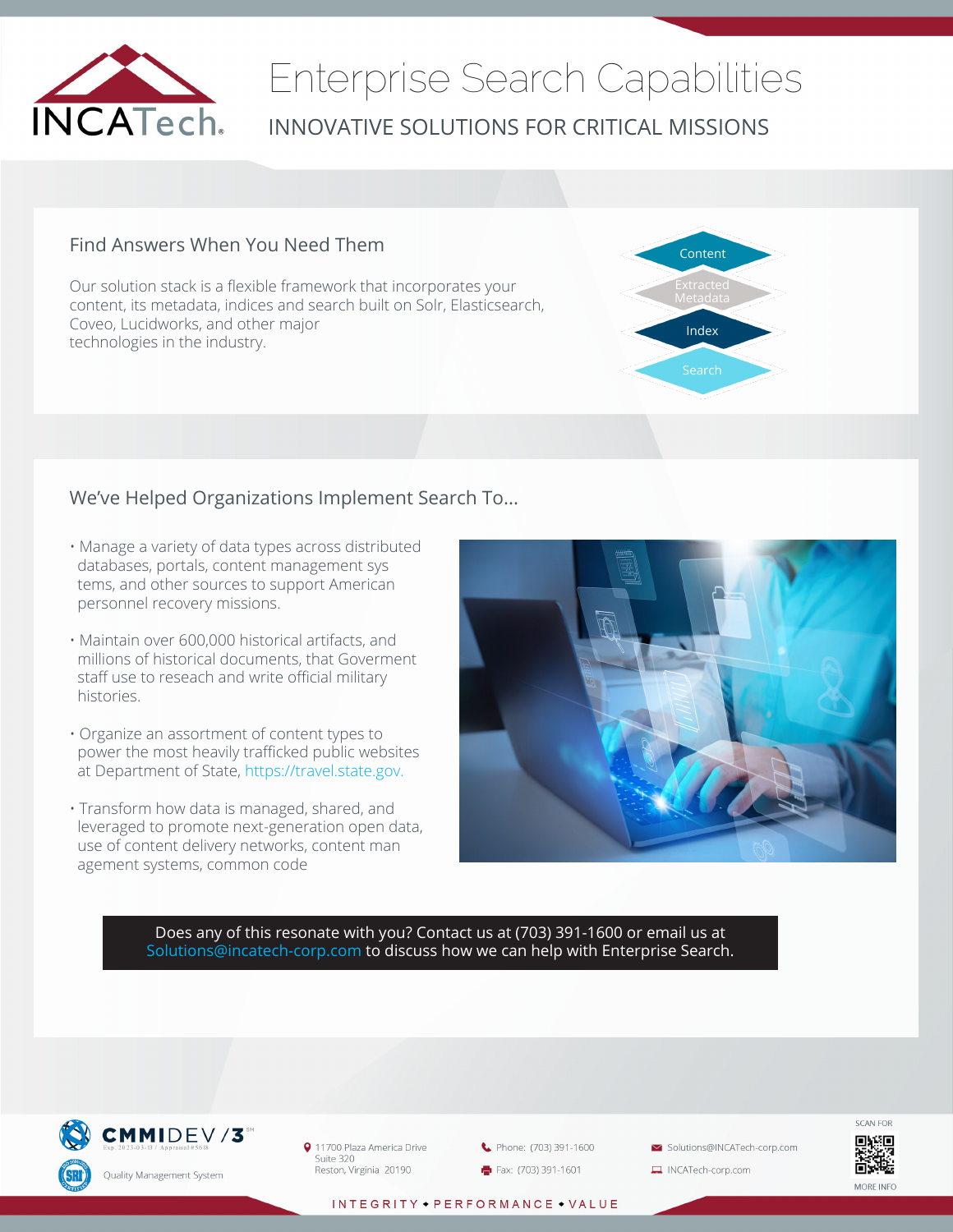# Enterprise Search Capabilities

INNOVATIVE SOLUTIONS FOR CRITICAL MISSIONS

## Find Answers When You Need Them

Our solution stack is a flexible framework that incorporates your content, its metadata, indices and search built on Solr, Elasticsearch, Coveo, Lucidworks, and other major technologies in the industry.

Content

Extracted Metadata

Index

Search

## We've Helped Organizations Implement Search To...

- Manage a variety of data types across distributed databases, portals, content management sys tems, and other sources to support American personnel recovery missions.
- Maintain over 600,000 historical artifacts, and millions of historical documents, that Goverment staff use to reseach and write official military histories.
- Organize an assortment of content types to power the most heavily trafficked public websites at Department of State, https://travel.state.gov.
- Transform how data is managed, shared, and leveraged to promote next-generation open data, use of content delivery networks, content man agement systems, common code

Does any of this resonate with you? Contact us at (703) 391-1600 or email us at Solutions@incatech-corp.com to discuss how we can help with Enterprise Search.

CMMIDEV/3

Quality Management System

11700 Plaza America Drive
Suite 320
Reston, Virginia 20190

Phone: (703) 391-1600
Fax: (703) 391-1601

Solutions@INCATech-corp.com
INCATech-corp.com

SCAN FOR MORE INFO

INTEGRITY • PERFORMANCE • VALUE